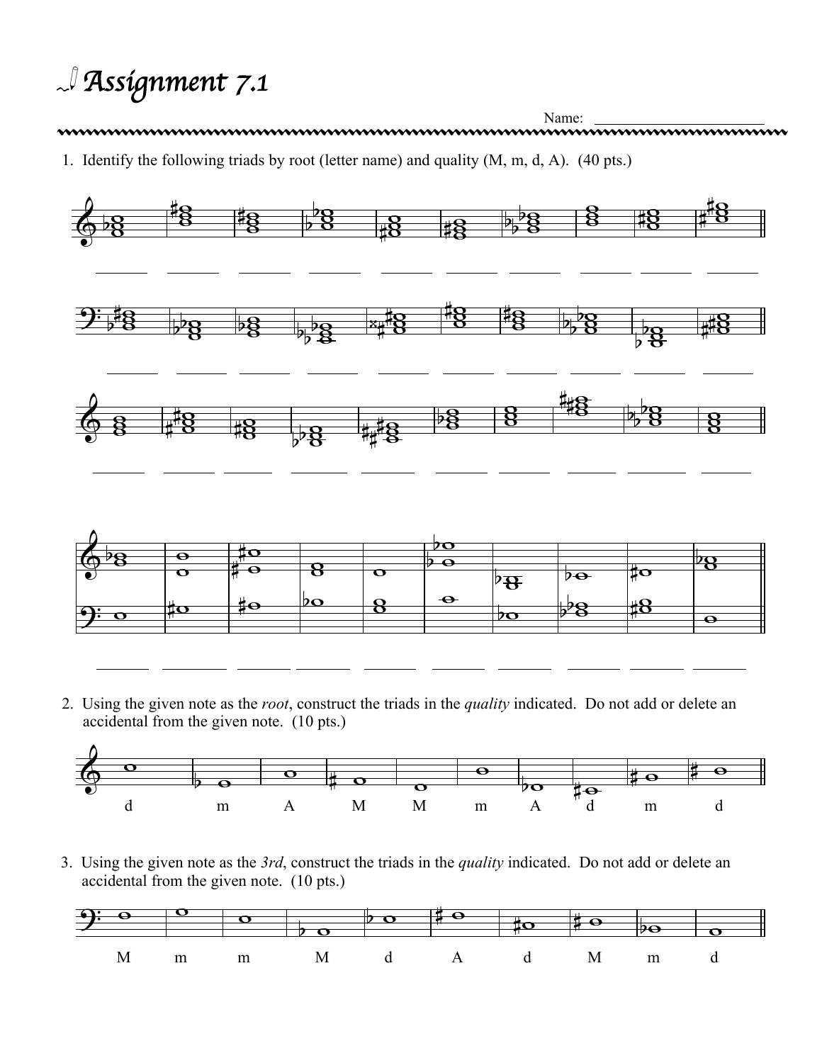# Assignment 7.1

Name: ________________________

1. Identify the following triads by root (letter name) and quality (M, m, d, A). (40 pts.)

______ ______ ______ ______ ______ ______ ______ ______ ______ ______

______ ______ ______ ______ ______ ______ ______ ______ ______ ______

______ ______ ______ ______ ______ ______ ______ ______ ______ ______

______ ______ ______ ______ ______ ______ ______ ______ ______ ______

2. Using the given note as the *root*, construct the triads in the *quality* indicated. Do not add or delete an accidental from the given note. (10 pts.)

d m A M M m A d m d

3. Using the given note as the *3rd*, construct the triads in the *quality* indicated. Do not add or delete an accidental from the given note. (10 pts.)

M m m M d A d M m d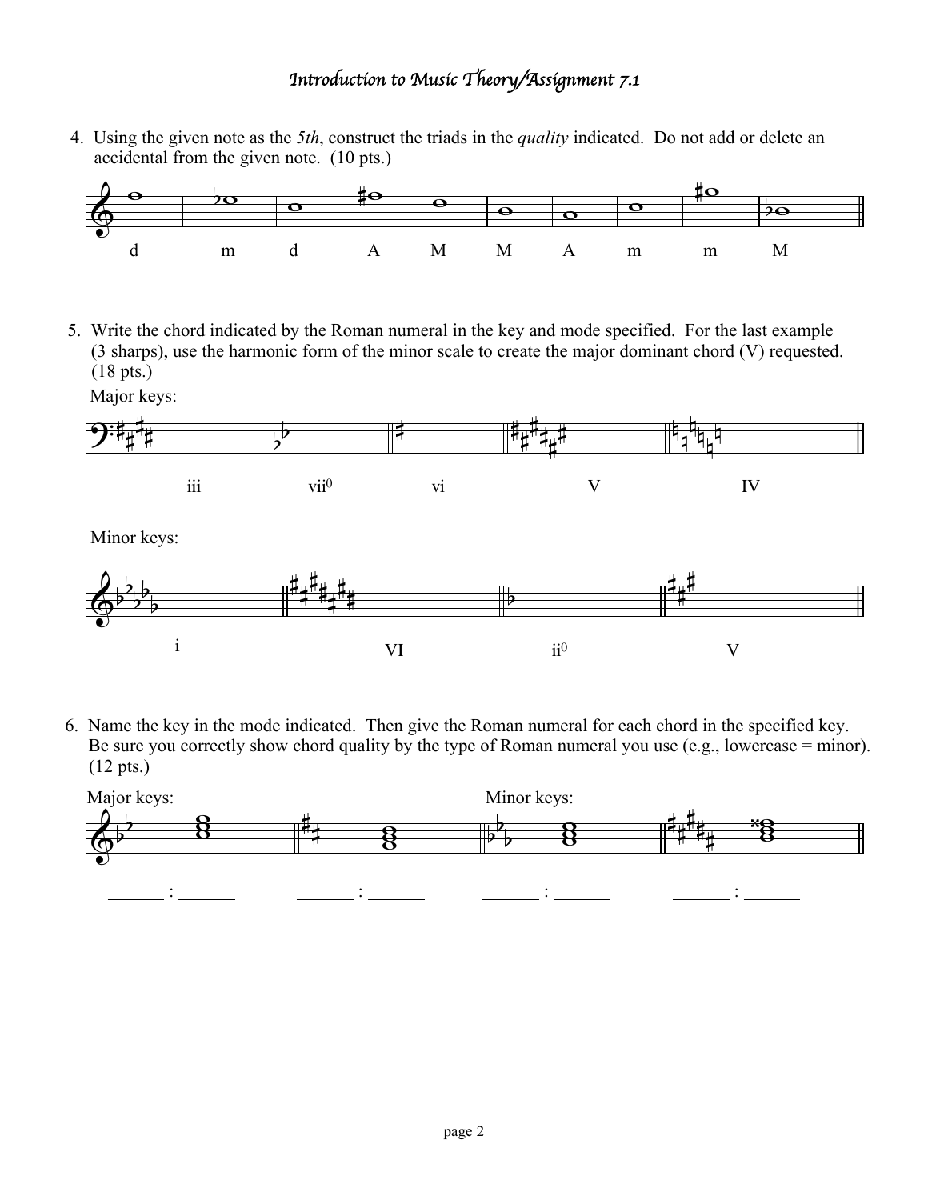# Introduction to Music Theory/Assignment 7.1

4. Using the given note as the *5th*, construct the triads in the *quality* indicated. Do not add or delete an accidental from the given note. (10 pts.)

d m d A M M A m m M

5. Write the chord indicated by the Roman numeral in the key and mode specified. For the last example (3 sharps), use the harmonic form of the minor scale to create the major dominant chord (V) requested. (18 pts.)

Major keys:

iii vii⁰ vi V IV

Minor keys:

i VI ii⁰ V

6. Name the key in the mode indicated. Then give the Roman numeral for each chord in the specified key. Be sure you correctly show chord quality by the type of Roman numeral you use (e.g., lowercase = minor). (12 pts.)

Major keys: Minor keys:

______ : ______ ______ : ______ ______ : ______ ______ : ______